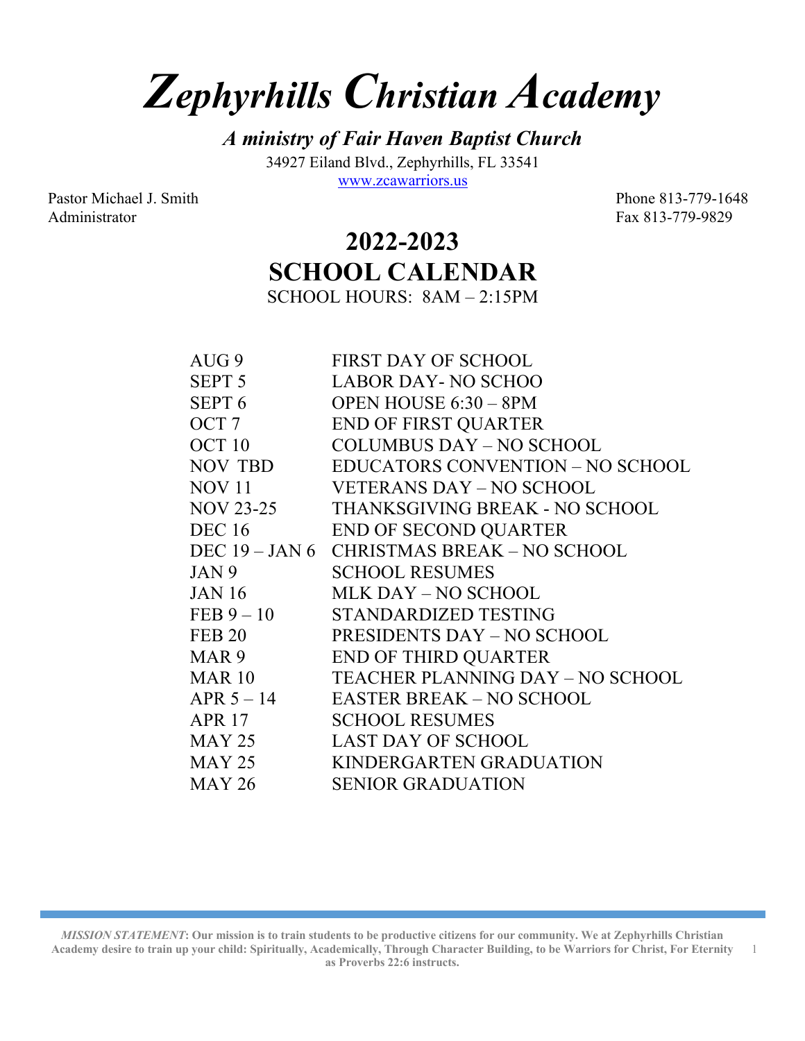# *Zephyrhills Christian Academy*

***A ministry of Fair Haven Baptist Church***

34927 Eiland Blvd., Zephyrhills, FL 33541

www.zcawarriors.us

Pastor Michael J. Smith
Administrator

Phone 813-779-1648
Fax 813-779-9829

## 2022-2023
## SCHOOL CALENDAR

SCHOOL HOURS: 8AM – 2:15PM

| | |
|---|---|
| AUG 9 | FIRST DAY OF SCHOOL |
| SEPT 5 | LABOR DAY- NO SCHOO |
| SEPT 6 | OPEN HOUSE 6:30 – 8PM |
| OCT 7 | END OF FIRST QUARTER |
| OCT 10 | COLUMBUS DAY – NO SCHOOL |
| NOV TBD | EDUCATORS CONVENTION – NO SCHOOL |
| NOV 11 | VETERANS DAY – NO SCHOOL |
| NOV 23-25 | THANKSGIVING BREAK - NO SCHOOL |
| DEC 16 | END OF SECOND QUARTER |
| DEC 19 – JAN 6 | CHRISTMAS BREAK – NO SCHOOL |
| JAN 9 | SCHOOL RESUMES |
| JAN 16 | MLK DAY – NO SCHOOL |
| FEB 9 – 10 | STANDARDIZED TESTING |
| FEB 20 | PRESIDENTS DAY – NO SCHOOL |
| MAR 9 | END OF THIRD QUARTER |
| MAR 10 | TEACHER PLANNING DAY – NO SCHOOL |
| APR 5 – 14 | EASTER BREAK – NO SCHOOL |
| APR 17 | SCHOOL RESUMES |
| MAY 25 | LAST DAY OF SCHOOL |
| MAY 25 | KINDERGARTEN GRADUATION |
| MAY 26 | SENIOR GRADUATION |

***MISSION STATEMENT*: Our mission is to train students to be productive citizens for our community. We at Zephyrhills Christian Academy desire to train up your child: Spiritually, Academically, Through Character Building, to be Warriors for Christ, For Eternity as Proverbs 22:6 instructs.**